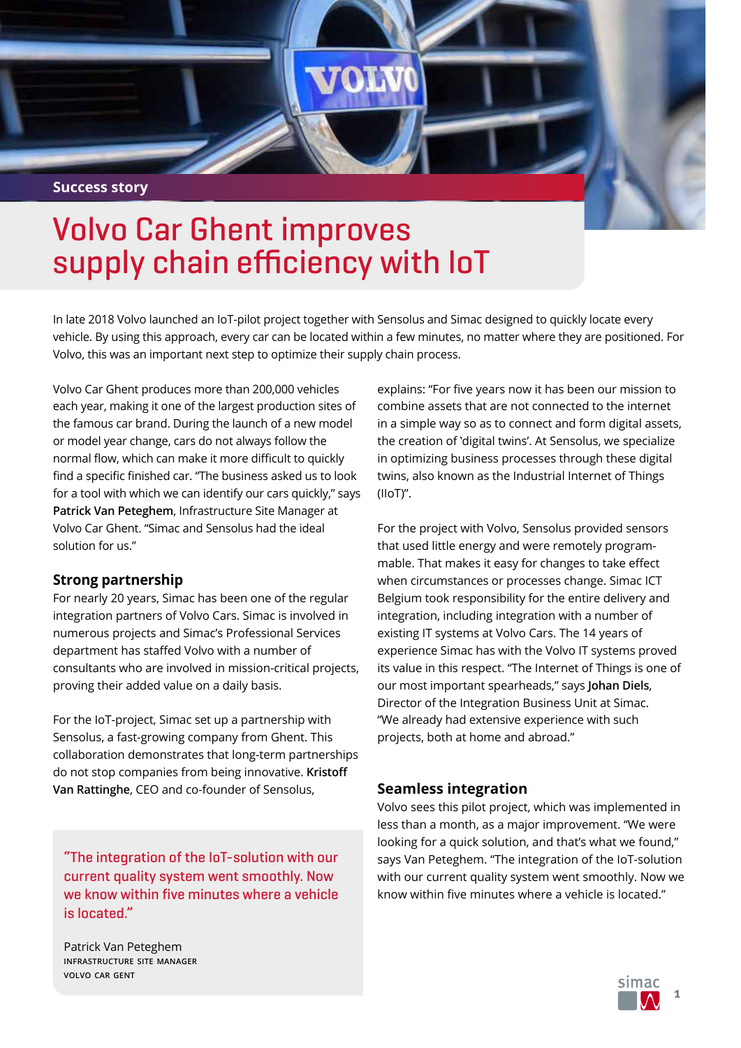Success story

# Volvo Car Ghent improves supply chain efficiency with IoT

In late 2018 Volvo launched an IoT-pilot project together with Sensolus and Simac designed to quickly locate every vehicle. By using this approach, every car can be located within a few minutes, no matter where they are positioned. For Volvo, this was an important next step to optimize their supply chain process.

Volvo Car Ghent produces more than 200,000 vehicles each year, making it one of the largest production sites of the famous car brand. During the launch of a new model or model year change, cars do not always follow the normal flow, which can make it more difficult to quickly find a specific finished car. "The business asked us to look for a tool with which we can identify our cars quickly," says **Patrick Van Peteghem**, Infrastructure Site Manager at Volvo Car Ghent. "Simac and Sensolus had the ideal solution for us."

## Strong partnership

For nearly 20 years, Simac has been one of the regular integration partners of Volvo Cars. Simac is involved in numerous projects and Simac's Professional Services department has staffed Volvo with a number of consultants who are involved in mission-critical projects, proving their added value on a daily basis.

For the IoT-project, Simac set up a partnership with Sensolus, a fast-growing company from Ghent. This collaboration demonstrates that long-term partnerships do not stop companies from being innovative. **Kristoff Van Rattinghe**, CEO and co-founder of Sensolus, explains: "For five years now it has been our mission to combine assets that are not connected to the internet in a simple way so as to connect and form digital assets, the creation of 'digital twins'. At Sensolus, we specialize in optimizing business processes through these digital twins, also known as the Industrial Internet of Things (IIoT)".

> "The integration of the IoT-solution with our current quality system went smoothly. Now we know within five minutes where a vehicle is located."
>
> Patrick Van Peteghem
> INFRASTRUCTURE SITE MANAGER
> VOLVO CAR GENT

For the project with Volvo, Sensolus provided sensors that used little energy and were remotely programmable. That makes it easy for changes to take effect when circumstances or processes change. Simac ICT Belgium took responsibility for the entire delivery and integration, including integration with a number of existing IT systems at Volvo Cars. The 14 years of experience Simac has with the Volvo IT systems proved its value in this respect. "The Internet of Things is one of our most important spearheads," says **Johan Diels**, Director of the Integration Business Unit at Simac. "We already had extensive experience with such projects, both at home and abroad."

## Seamless integration

Volvo sees this pilot project, which was implemented in less than a month, as a major improvement. "We were looking for a quick solution, and that's what we found," says Van Peteghem. "The integration of the IoT-solution with our current quality system went smoothly. Now we know within five minutes where a vehicle is located."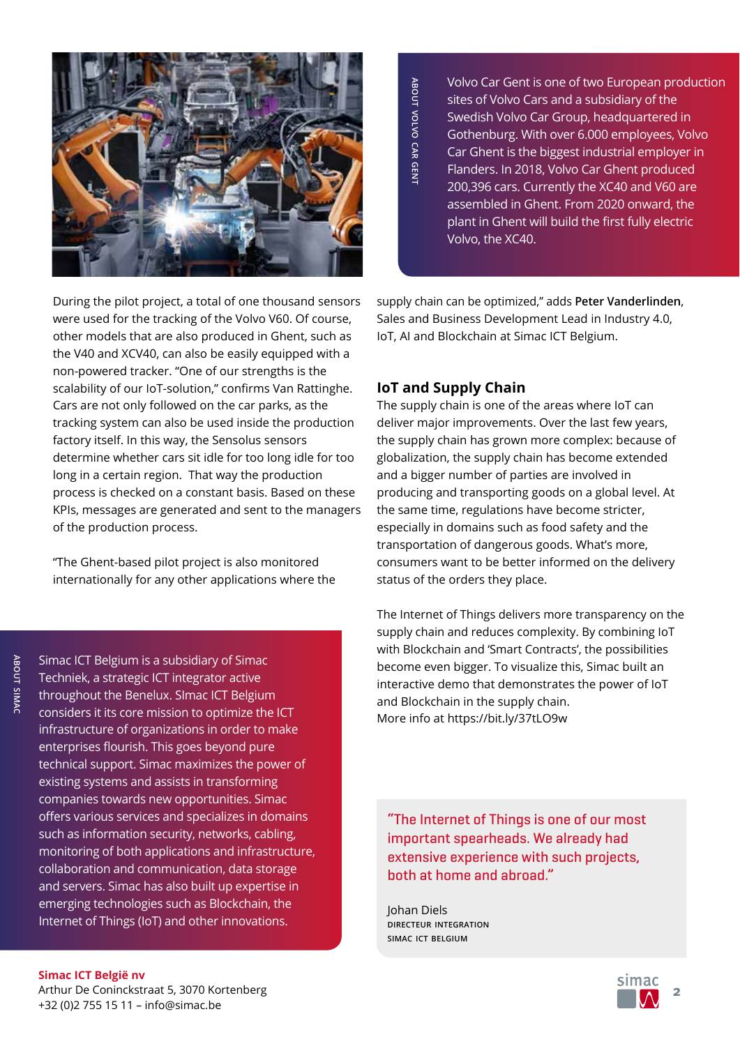**ABOUT VOLVO CAR GENT**

Volvo Car Gent is one of two European production sites of Volvo Cars and a subsidiary of the Swedish Volvo Car Group, headquartered in Gothenburg. With over 6.000 employees, Volvo Car Ghent is the biggest industrial employer in Flanders. In 2018, Volvo Car Ghent produced 200,396 cars. Currently the XC40 and V60 are assembled in Ghent. From 2020 onward, the plant in Ghent will build the first fully electric Volvo, the XC40.

During the pilot project, a total of one thousand sensors were used for the tracking of the Volvo V60. Of course, other models that are also produced in Ghent, such as the V40 and XCV40, can also be easily equipped with a non-powered tracker. "One of our strengths is the scalability of our IoT-solution," confirms Van Rattinghe. Cars are not only followed on the car parks, as the tracking system can also be used inside the production factory itself. In this way, the Sensolus sensors determine whether cars sit idle for too long idle for too long in a certain region. That way the production process is checked on a constant basis. Based on these KPIs, messages are generated and sent to the managers of the production process.

"The Ghent-based pilot project is also monitored internationally for any other applications where the supply chain can be optimized," adds **Peter Vanderlinden**, Sales and Business Development Lead in Industry 4.0, IoT, AI and Blockchain at Simac ICT Belgium.

## IoT and Supply Chain

The supply chain is one of the areas where IoT can deliver major improvements. Over the last few years, the supply chain has grown more complex: because of globalization, the supply chain has become extended and a bigger number of parties are involved in producing and transporting goods on a global level. At the same time, regulations have become stricter, especially in domains such as food safety and the transportation of dangerous goods. What's more, consumers want to be better informed on the delivery status of the orders they place.

The Internet of Things delivers more transparency on the supply chain and reduces complexity. By combining IoT with Blockchain and 'Smart Contracts', the possibilities become even bigger. To visualize this, Simac built an interactive demo that demonstrates the power of IoT and Blockchain in the supply chain.
More info at https://bit.ly/37tLO9w

**ABOUT SIMAC**

Simac ICT Belgium is a subsidiary of Simac Techniek, a strategic ICT integrator active throughout the Benelux. SImac ICT Belgium considers it its core mission to optimize the ICT infrastructure of organizations in order to make enterprises flourish. This goes beyond pure technical support. Simac maximizes the power of existing systems and assists in transforming companies towards new opportunities. Simac offers various services and specializes in domains such as information security, networks, cabling, monitoring of both applications and infrastructure, collaboration and communication, data storage and servers. Simac has also built up expertise in emerging technologies such as Blockchain, the Internet of Things (IoT) and other innovations.

> "The Internet of Things is one of our most important spearheads. We already had extensive experience with such projects, both at home and abroad."
>
> Johan Diels
> DIRECTEUR INTEGRATION
> SIMAC ICT BELGIUM

**Simac ICT België nv**
Arthur De Coninckstraat 5, 3070 Kortenberg
+32 (0)2 755 15 11 – info@simac.be